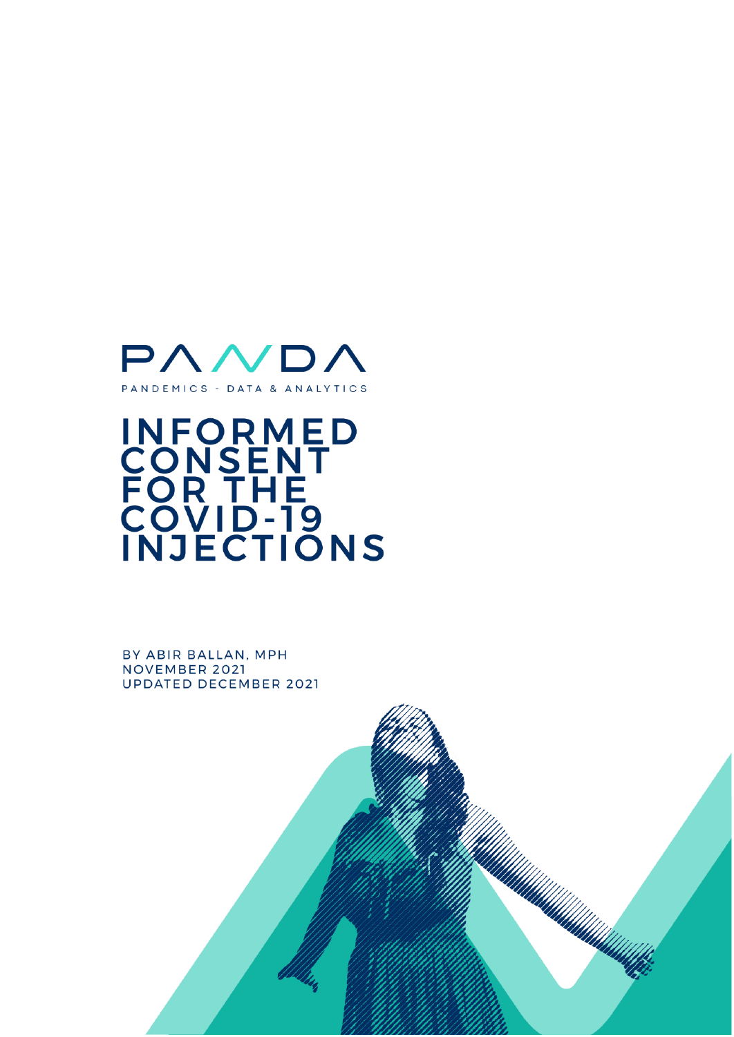PANDA

PANDEMICS - DATA & ANALYTICS

# INFORMED CONSENT FOR THE COVID-19 INJECTIONS

BY ABIR BALLAN, MPH
NOVEMBER 2021
UPDATED DECEMBER 2021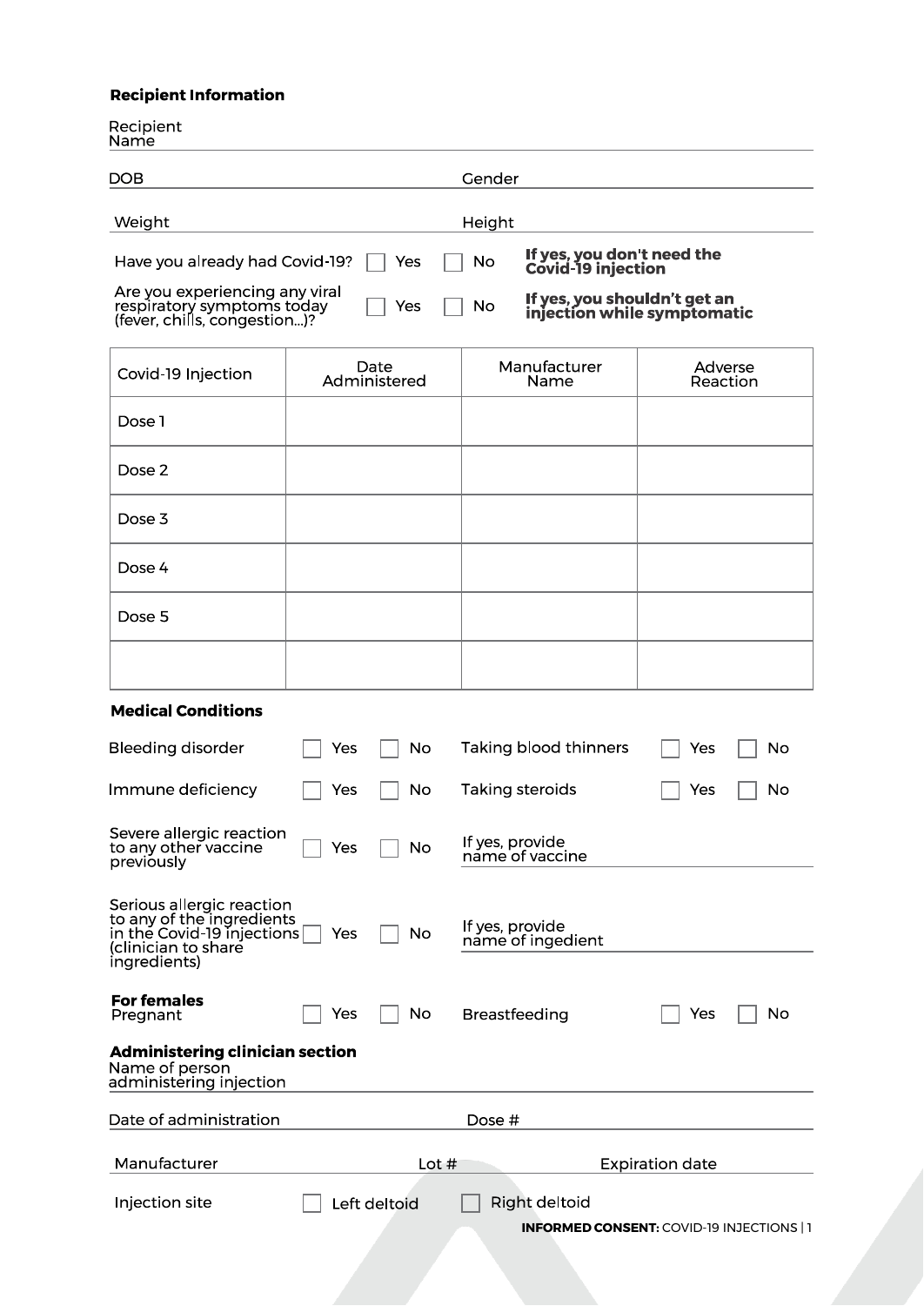**Recipient Information**

Recipient Name

DOB &nbsp;&nbsp;&nbsp;&nbsp;&nbsp;&nbsp;&nbsp;&nbsp; Gender

Weight &nbsp;&nbsp;&nbsp;&nbsp;&nbsp;&nbsp;&nbsp;&nbsp; Height

Have you already had Covid-19? ☐ Yes ☐ No **If yes, you don't need the Covid-19 injection**

Are you experiencing any viral respiratory symptoms today (fever, chills, congestion...)? ☐ Yes ☐ No **If yes, you shouldn't get an injection while symptomatic**

| Covid-19 Injection | Date Administered | Manufacturer Name | Adverse Reaction |
|---|---|---|---|
| Dose 1 | | | |
| Dose 2 | | | |
| Dose 3 | | | |
| Dose 4 | | | |
| Dose 5 | | | |
| | | | |

**Medical Conditions**

Bleeding disorder ☐ Yes ☐ No

Taking blood thinners ☐ Yes ☐ No

Immune deficiency ☐ Yes ☐ No

Taking steroids ☐ Yes ☐ No

Severe allergic reaction to any other vaccine previously ☐ Yes ☐ No

If yes, provide name of vaccine

Serious allergic reaction to any of the ingredients in the Covid-19 injections (clinician to share ingredients) ☐ Yes ☐ No

If yes, provide name of ingedient

**For females**

Pregnant ☐ Yes ☐ No

Breastfeeding ☐ Yes ☐ No

**Administering clinician section**

Name of person administering injection

Date of administration &nbsp;&nbsp;&nbsp;&nbsp;&nbsp;&nbsp;&nbsp;&nbsp; Dose #

Manufacturer &nbsp;&nbsp;&nbsp;&nbsp;&nbsp;&nbsp;&nbsp;&nbsp; Lot # &nbsp;&nbsp;&nbsp;&nbsp;&nbsp;&nbsp;&nbsp;&nbsp; Expiration date

Injection site ☐ Left deltoid ☐ Right deltoid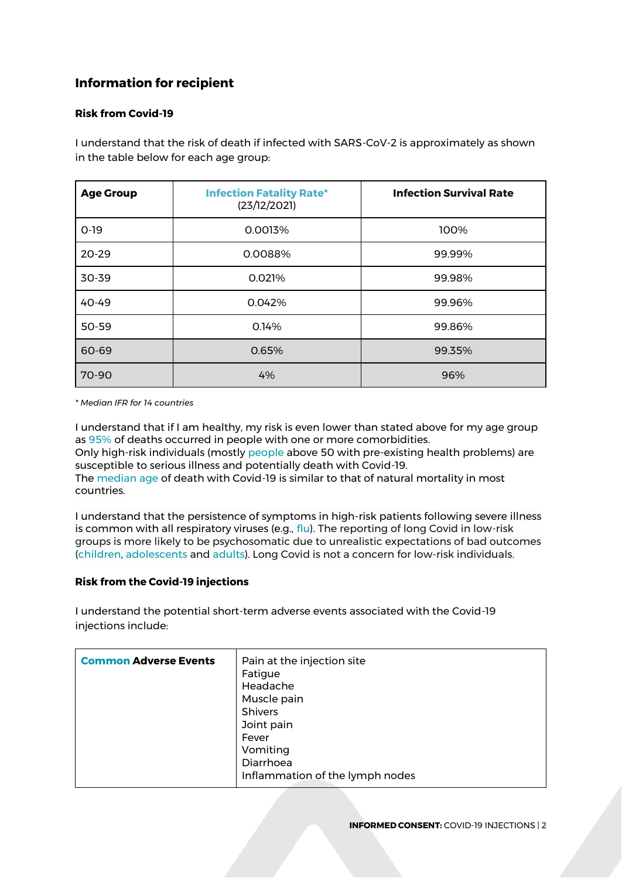## Information for recipient

### Risk from Covid-19

I understand that the risk of death if infected with SARS-CoV-2 is approximately as shown in the table below for each age group:

| Age Group | Infection Fatality Rate* (23/12/2021) | Infection Survival Rate |
|---|---|---|
| 0-19 | 0.0013% | 100% |
| 20-29 | 0.0088% | 99.99% |
| 30-39 | 0.021% | 99.98% |
| 40-49 | 0.042% | 99.96% |
| 50-59 | 0.14% | 99.86% |
| 60-69 | 0.65% | 99.35% |
| 70-90 | 4% | 96% |

*\* Median IFR for 14 countries*

I understand that if I am healthy, my risk is even lower than stated above for my age group as 95% of deaths occurred in people with one or more comorbidities.
Only high-risk individuals (mostly people above 50 with pre-existing health problems) are susceptible to serious illness and potentially death with Covid-19.
The median age of death with Covid-19 is similar to that of natural mortality in most countries.

I understand that the persistence of symptoms in high-risk patients following severe illness is common with all respiratory viruses (e.g., flu). The reporting of long Covid in low-risk groups is more likely to be psychosomatic due to unrealistic expectations of bad outcomes (children, adolescents and adults). Long Covid is not a concern for low-risk individuals.

### Risk from the Covid-19 injections

I understand the potential short-term adverse events associated with the Covid-19 injections include:

| **Common Adverse Events** | Pain at the injection site<br>Fatigue<br>Headache<br>Muscle pain<br>Shivers<br>Joint pain<br>Fever<br>Vomiting<br>Diarrhoea<br>Inflammation of the lymph nodes |
|---|---|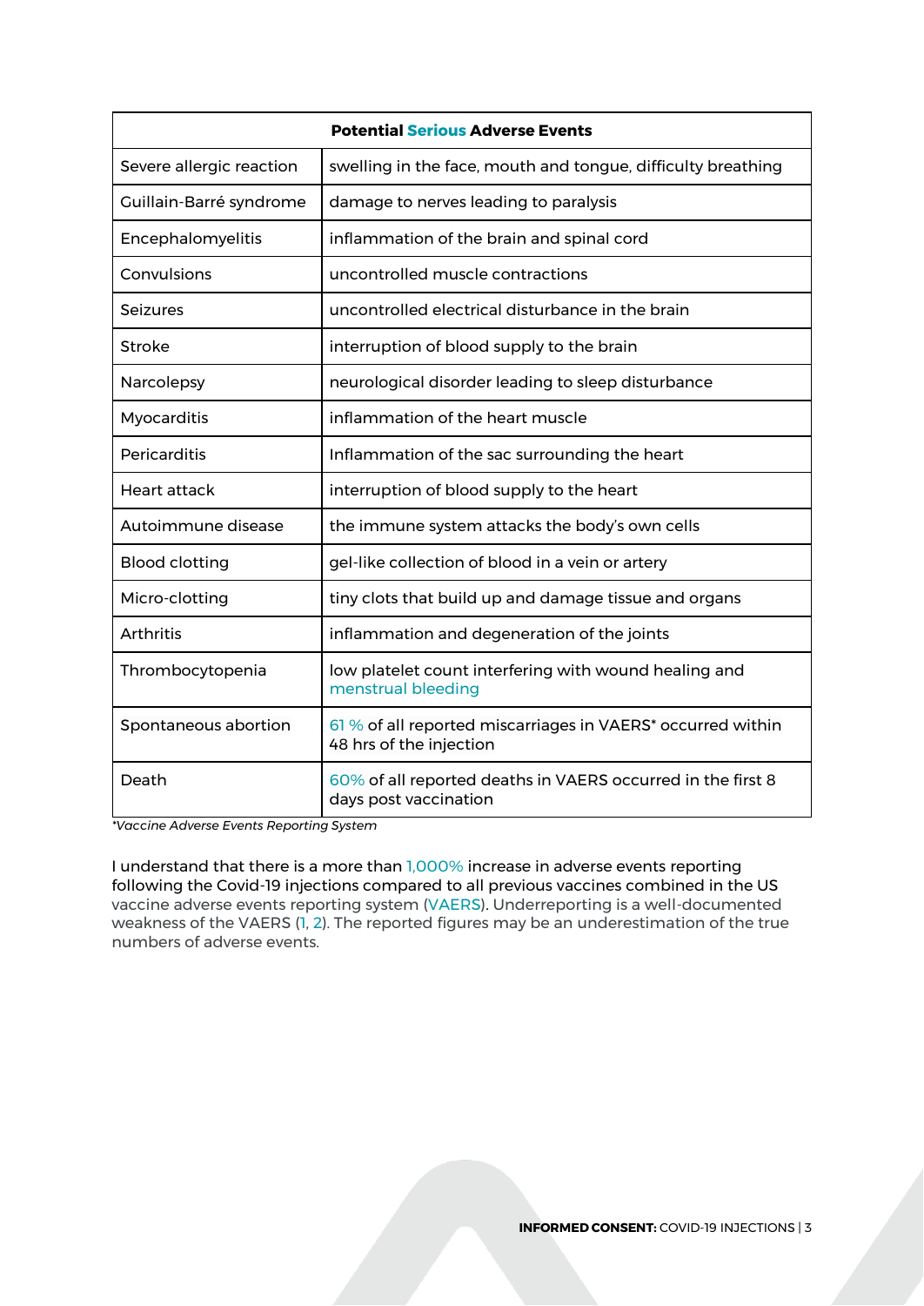| Potential **Serious** Adverse Events | |
|---|---|
| Severe allergic reaction | swelling in the face, mouth and tongue, difficulty breathing |
| Guillain-Barré syndrome | damage to nerves leading to paralysis |
| Encephalomyelitis | inflammation of the brain and spinal cord |
| Convulsions | uncontrolled muscle contractions |
| Seizures | uncontrolled electrical disturbance in the brain |
| Stroke | interruption of blood supply to the brain |
| Narcolepsy | neurological disorder leading to sleep disturbance |
| Myocarditis | inflammation of the heart muscle |
| Pericarditis | Inflammation of the sac surrounding the heart |
| Heart attack | interruption of blood supply to the heart |
| Autoimmune disease | the immune system attacks the body's own cells |
| Blood clotting | gel-like collection of blood in a vein or artery |
| Micro-clotting | tiny clots that build up and damage tissue and organs |
| Arthritis | inflammation and degeneration of the joints |
| Thrombocytopenia | low platelet count interfering with wound healing and menstrual bleeding |
| Spontaneous abortion | 61 % of all reported miscarriages in VAERS* occurred within 48 hrs of the injection |
| Death | 60% of all reported deaths in VAERS occurred in the first 8 days post vaccination |

*\*Vaccine Adverse Events Reporting System*

I understand that there is a more than 1,000% increase in adverse events reporting following the Covid-19 injections compared to all previous vaccines combined in the US vaccine adverse events reporting system (VAERS). Underreporting is a well-documented weakness of the VAERS (1, 2). The reported figures may be an underestimation of the true numbers of adverse events.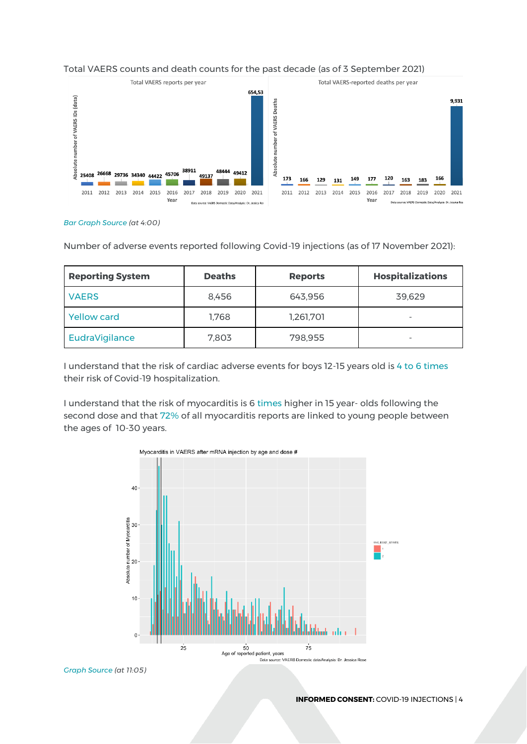Total VAERS counts and death counts for the past decade (as of 3 September 2021)

*Bar Graph Source (at 4:00)*

Number of adverse events reported following Covid-19 injections (as of 17 November 2021):

| Reporting System | Deaths | Reports | Hospitalizations |
|---|---|---|---|
| VAERS | 8,456 | 643,956 | 39,629 |
| Yellow card | 1,768 | 1,261,701 | - |
| EudraVigilance | 7,803 | 798,955 | - |

I understand that the risk of cardiac adverse events for boys 12-15 years old is 4 to 6 times their risk of Covid-19 hospitalization.

I understand that the risk of myocarditis is 6 times higher in 15 year- olds following the second dose and that 72% of all myocarditis reports are linked to young people between the ages of 10-30 years.

*Graph Source (at 11:05)*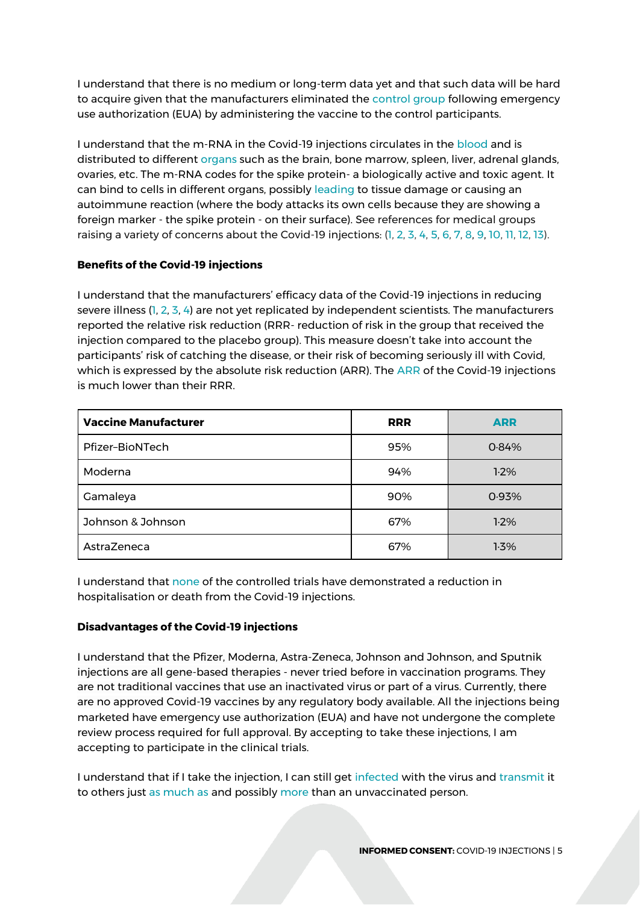I understand that there is no medium or long-term data yet and that such data will be hard to acquire given that the manufacturers eliminated the control group following emergency use authorization (EUA) by administering the vaccine to the control participants.

I understand that the m-RNA in the Covid-19 injections circulates in the blood and is distributed to different organs such as the brain, bone marrow, spleen, liver, adrenal glands, ovaries, etc. The m-RNA codes for the spike protein- a biologically active and toxic agent. It can bind to cells in different organs, possibly leading to tissue damage or causing an autoimmune reaction (where the body attacks its own cells because they are showing a foreign marker - the spike protein - on their surface). See references for medical groups raising a variety of concerns about the Covid-19 injections: (1, 2, 3, 4, 5, 6, 7, 8, 9, 10, 11, 12, 13).

**Benefits of the Covid-19 injections**

I understand that the manufacturers' efficacy data of the Covid-19 injections in reducing severe illness (1, 2, 3, 4) are not yet replicated by independent scientists. The manufacturers reported the relative risk reduction (RRR- reduction of risk in the group that received the injection compared to the placebo group). This measure doesn't take into account the participants' risk of catching the disease, or their risk of becoming seriously ill with Covid, which is expressed by the absolute risk reduction (ARR). The ARR of the Covid-19 injections is much lower than their RRR.

| Vaccine Manufacturer | RRR | ARR |
|---|---|---|
| Pfizer–BioNTech | 95% | 0·84% |
| Moderna | 94% | 1·2% |
| Gamaleya | 90% | 0·93% |
| Johnson & Johnson | 67% | 1·2% |
| AstraZeneca | 67% | 1·3% |

I understand that none of the controlled trials have demonstrated a reduction in hospitalisation or death from the Covid-19 injections.

**Disadvantages of the Covid-19 injections**

I understand that the Pfizer, Moderna, Astra-Zeneca, Johnson and Johnson, and Sputnik injections are all gene-based therapies - never tried before in vaccination programs. They are not traditional vaccines that use an inactivated virus or part of a virus. Currently, there are no approved Covid-19 vaccines by any regulatory body available. All the injections being marketed have emergency use authorization (EUA) and have not undergone the complete review process required for full approval. By accepting to take these injections, I am accepting to participate in the clinical trials.

I understand that if I take the injection, I can still get infected with the virus and transmit it to others just as much as and possibly more than an unvaccinated person.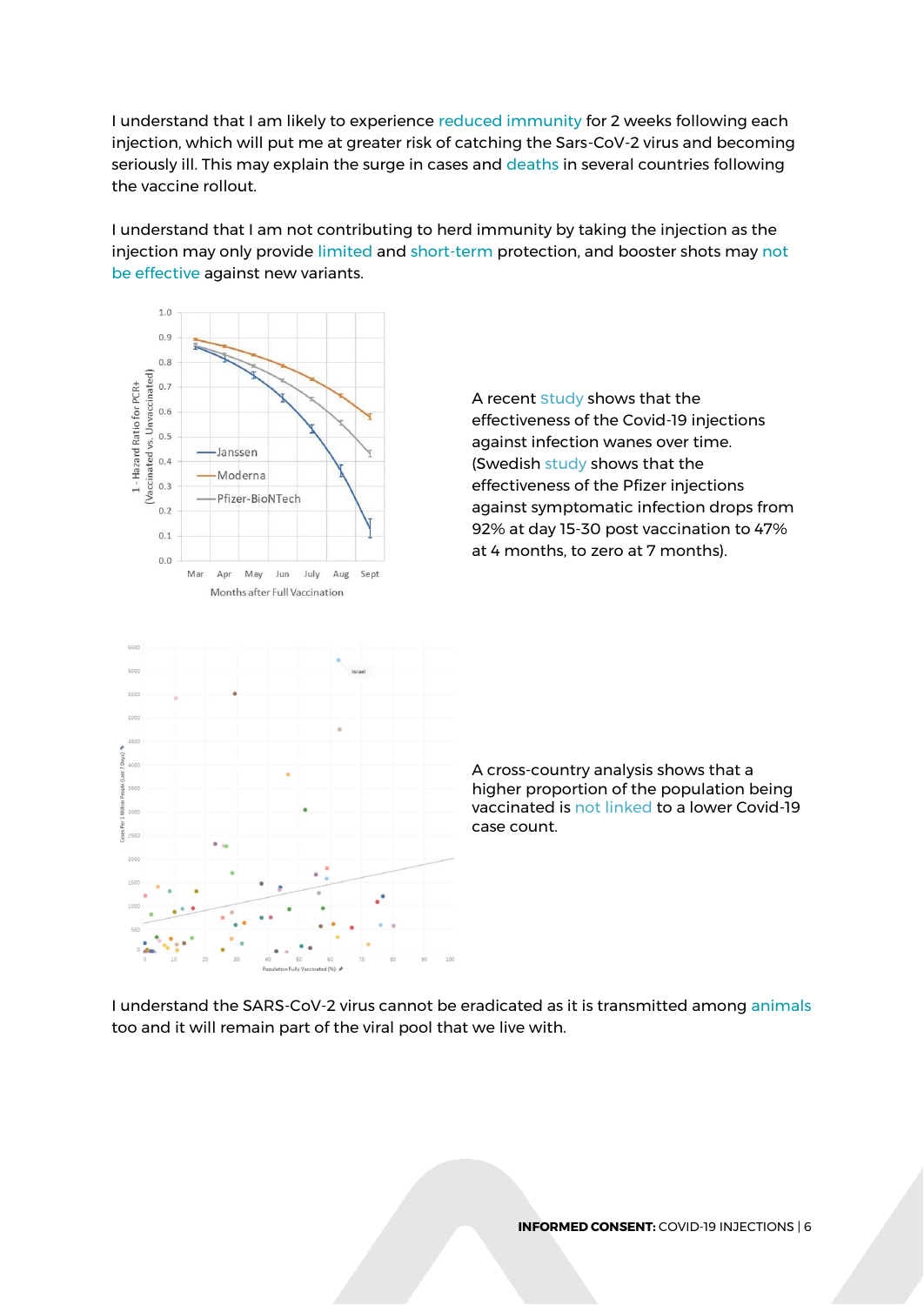I understand that I am likely to experience reduced immunity for 2 weeks following each injection, which will put me at greater risk of catching the Sars-CoV-2 virus and becoming seriously ill. This may explain the surge in cases and deaths in several countries following the vaccine rollout.

I understand that I am not contributing to herd immunity by taking the injection as the injection may only provide limited and short-term protection, and booster shots may not be effective against new variants.

A recent study shows that the effectiveness of the Covid-19 injections against infection wanes over time. (Swedish study shows that the effectiveness of the Pfizer injections against symptomatic infection drops from 92% at day 15-30 post vaccination to 47% at 4 months, to zero at 7 months).

A cross-country analysis shows that a higher proportion of the population being vaccinated is not linked to a lower Covid-19 case count.

I understand the SARS-CoV-2 virus cannot be eradicated as it is transmitted among animals too and it will remain part of the viral pool that we live with.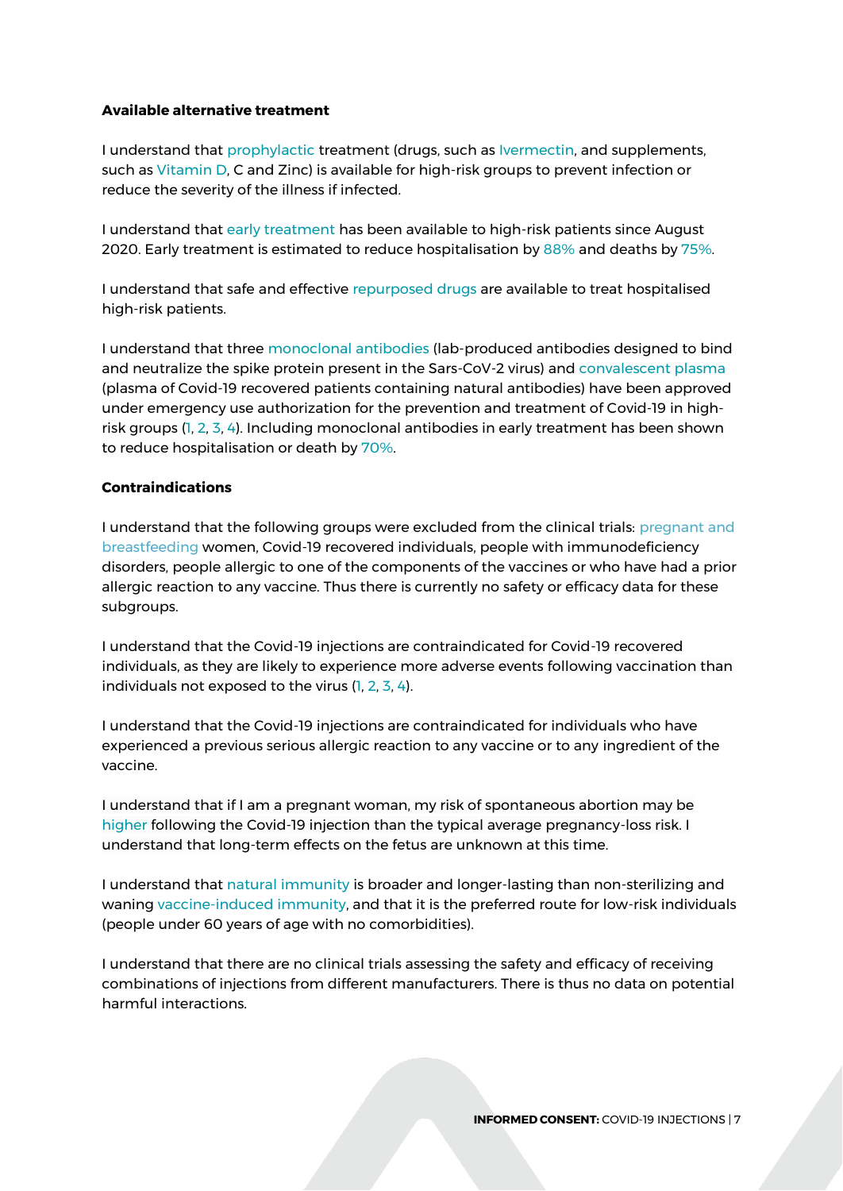**Available alternative treatment**

I understand that prophylactic treatment (drugs, such as Ivermectin, and supplements, such as Vitamin D, C and Zinc) is available for high-risk groups to prevent infection or reduce the severity of the illness if infected.

I understand that early treatment has been available to high-risk patients since August 2020. Early treatment is estimated to reduce hospitalisation by 88% and deaths by 75%.

I understand that safe and effective repurposed drugs are available to treat hospitalised high-risk patients.

I understand that three monoclonal antibodies (lab-produced antibodies designed to bind and neutralize the spike protein present in the Sars-CoV-2 virus) and convalescent plasma (plasma of Covid-19 recovered patients containing natural antibodies) have been approved under emergency use authorization for the prevention and treatment of Covid-19 in high-risk groups (1, 2, 3, 4). Including monoclonal antibodies in early treatment has been shown to reduce hospitalisation or death by 70%.

**Contraindications**

I understand that the following groups were excluded from the clinical trials: pregnant and breastfeeding women, Covid-19 recovered individuals, people with immunodeficiency disorders, people allergic to one of the components of the vaccines or who have had a prior allergic reaction to any vaccine. Thus there is currently no safety or efficacy data for these subgroups.

I understand that the Covid-19 injections are contraindicated for Covid-19 recovered individuals, as they are likely to experience more adverse events following vaccination than individuals not exposed to the virus (1, 2, 3, 4).

I understand that the Covid-19 injections are contraindicated for individuals who have experienced a previous serious allergic reaction to any vaccine or to any ingredient of the vaccine.

I understand that if I am a pregnant woman, my risk of spontaneous abortion may be higher following the Covid-19 injection than the typical average pregnancy-loss risk. I understand that long-term effects on the fetus are unknown at this time.

I understand that natural immunity is broader and longer-lasting than non-sterilizing and waning vaccine-induced immunity, and that it is the preferred route for low-risk individuals (people under 60 years of age with no comorbidities).

I understand that there are no clinical trials assessing the safety and efficacy of receiving combinations of injections from different manufacturers. There is thus no data on potential harmful interactions.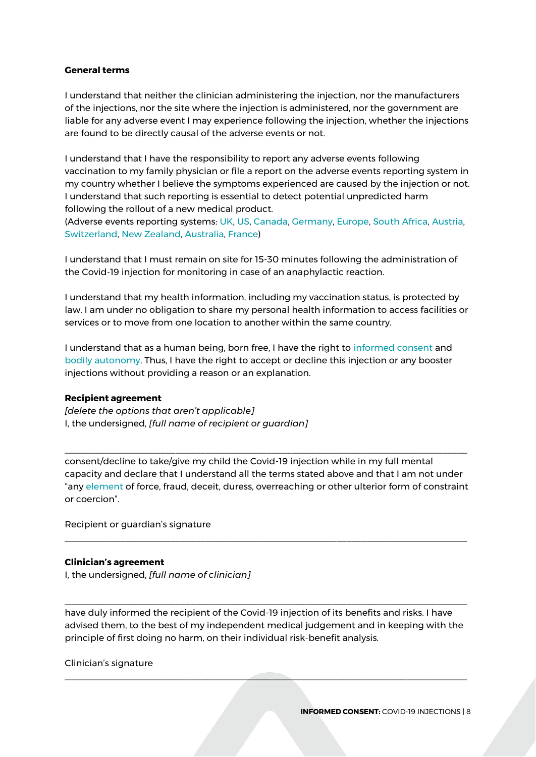**General terms**

I understand that neither the clinician administering the injection, nor the manufacturers of the injections, nor the site where the injection is administered, nor the government are liable for any adverse event I may experience following the injection, whether the injections are found to be directly causal of the adverse events or not.

I understand that I have the responsibility to report any adverse events following vaccination to my family physician or file a report on the adverse events reporting system in my country whether I believe the symptoms experienced are caused by the injection or not. I understand that such reporting is essential to detect potential unpredicted harm following the rollout of a new medical product.
(Adverse events reporting systems: UK, US, Canada, Germany, Europe, South Africa, Austria, Switzerland, New Zealand, Australia, France)

I understand that I must remain on site for 15-30 minutes following the administration of the Covid-19 injection for monitoring in case of an anaphylactic reaction.

I understand that my health information, including my vaccination status, is protected by law. I am under no obligation to share my personal health information to access facilities or services or to move from one location to another within the same country.

I understand that as a human being, born free, I have the right to informed consent and bodily autonomy. Thus, I have the right to accept or decline this injection or any booster injections without providing a reason or an explanation.

**Recipient agreement**
*[delete the options that aren't applicable]*
I, the undersigned, *[full name of recipient or guardian]*

_______________________________________________________________________________

consent/decline to take/give my child the Covid-19 injection while in my full mental capacity and declare that I understand all the terms stated above and that I am not under "any element of force, fraud, deceit, duress, overreaching or other ulterior form of constraint or coercion".

Recipient or guardian's signature

_______________________________________________________________________________

**Clinician's agreement**
I, the undersigned, *[full name of clinician]*

_______________________________________________________________________________

have duly informed the recipient of the Covid-19 injection of its benefits and risks. I have advised them, to the best of my independent medical judgement and in keeping with the principle of first doing no harm, on their individual risk-benefit analysis.

Clinician's signature

_______________________________________________________________________________